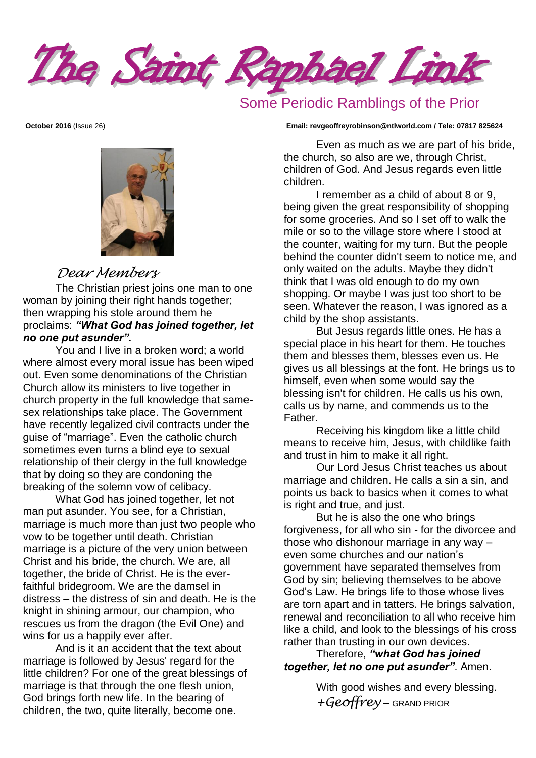# The Saint Raphael Link

## Some Periodic Ramblings of the Prior

**October 2016** (Issue 26) **Email: revgeoffreyrobinson@ntlworld.com / Tele: 07817 825624**

*Dear Members*

The Christian priest joins one man to one woman by joining their right hands together; then wrapping his stole around them he proclaims: ***"What God has joined together, let no one put asunder".***

You and I live in a broken word; a world where almost every moral issue has been wiped out. Even some denominations of the Christian Church allow its ministers to live together in church property in the full knowledge that same-sex relationships take place. The Government have recently legalized civil contracts under the guise of "marriage". Even the catholic church sometimes even turns a blind eye to sexual relationship of their clergy in the full knowledge that by doing so they are condoning the breaking of the solemn vow of celibacy.

What God has joined together, let not man put asunder. You see, for a Christian, marriage is much more than just two people who vow to be together until death. Christian marriage is a picture of the very union between Christ and his bride, the church. We are, all together, the bride of Christ. He is the ever-faithful bridegroom. We are the damsel in distress – the distress of sin and death. He is the knight in shining armour, our champion, who rescues us from the dragon (the Evil One) and wins for us a happily ever after.

And is it an accident that the text about marriage is followed by Jesus' regard for the little children? For one of the great blessings of marriage is that through the one flesh union, God brings forth new life. In the bearing of children, the two, quite literally, become one.

Even as much as we are part of his bride, the church, so also are we, through Christ, children of God. And Jesus regards even little children.

I remember as a child of about 8 or 9, being given the great responsibility of shopping for some groceries. And so I set off to walk the mile or so to the village store where I stood at the counter, waiting for my turn. But the people behind the counter didn't seem to notice me, and only waited on the adults. Maybe they didn't think that I was old enough to do my own shopping. Or maybe I was just too short to be seen. Whatever the reason, I was ignored as a child by the shop assistants.

But Jesus regards little ones. He has a special place in his heart for them. He touches them and blesses them, blesses even us. He gives us all blessings at the font. He brings us to himself, even when some would say the blessing isn't for children. He calls us his own, calls us by name, and commends us to the Father.

Receiving his kingdom like a little child means to receive him, Jesus, with childlike faith and trust in him to make it all right.

Our Lord Jesus Christ teaches us about marriage and children. He calls a sin a sin, and points us back to basics when it comes to what is right and true, and just.

But he is also the one who brings forgiveness, for all who sin - for the divorcee and those who dishonour marriage in any way – even some churches and our nation's government have separated themselves from God by sin; believing themselves to be above God's Law. He brings life to those whose lives are torn apart and in tatters. He brings salvation, renewal and reconciliation to all who receive him like a child, and look to the blessings of his cross rather than trusting in our own devices.

Therefore, ***"what God has joined together, let no one put asunder"***. Amen.

With good wishes and every blessing.

*+Geoffrey* – GRAND PRIOR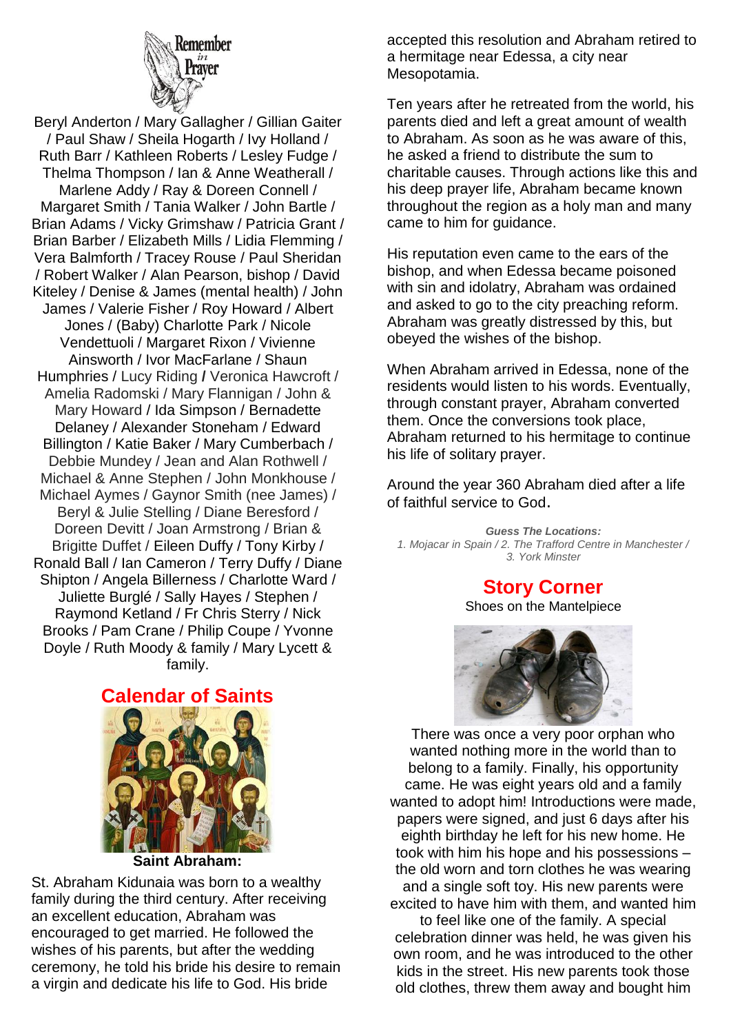## Remember in Prayer

Beryl Anderton / Mary Gallagher / Gillian Gaiter / Paul Shaw / Sheila Hogarth / Ivy Holland / Ruth Barr / Kathleen Roberts / Lesley Fudge / Thelma Thompson / Ian & Anne Weatherall / Marlene Addy / Ray & Doreen Connell / Margaret Smith / Tania Walker / John Bartle / Brian Adams / Vicky Grimshaw / Patricia Grant / Brian Barber / Elizabeth Mills / Lidia Flemming / Vera Balmforth / Tracey Rouse / Paul Sheridan / Robert Walker / Alan Pearson, bishop / David Kiteley / Denise & James (mental health) / John James / Valerie Fisher / Roy Howard / Albert Jones / (Baby) Charlotte Park / Nicole Vendettuoli / Margaret Rixon / Vivienne Ainsworth / Ivor MacFarlane / Shaun Humphries / Lucy Riding / Veronica Hawcroft / Amelia Radomski / Mary Flannigan / John & Mary Howard / Ida Simpson / Bernadette Delaney / Alexander Stoneham / Edward Billington / Katie Baker / Mary Cumberbatch / Debbie Mundey / Jean and Alan Rothwell / Michael & Anne Stephen / John Monkhouse / Michael Aymes / Gaynor Smith (nee James) / Beryl & Julie Stelling / Diane Beresford / Doreen Devitt / Joan Armstrong / Brian & Brigitte Duffet / Eileen Duffy / Tony Kirby / Ronald Ball / Ian Cameron / Terry Duffy / Diane Shipton / Angela Billerness / Charlotte Ward / Juliette Burglé / Sally Hayes / Stephen / Raymond Ketland / Fr Chris Sterry / Nick Brooks / Pam Crane / Philip Coupe / Yvonne Doyle / Ruth Moody & family / Mary Lycett & family.

## Calendar of Saints

**Saint Abraham:**

St. Abraham Kidunaia was born to a wealthy family during the third century. After receiving an excellent education, Abraham was encouraged to get married. He followed the wishes of his parents, but after the wedding ceremony, he told his bride his desire to remain a virgin and dedicate his life to God. His bride accepted this resolution and Abraham retired to a hermitage near Edessa, a city near Mesopotamia.

Ten years after he retreated from the world, his parents died and left a great amount of wealth to Abraham. As soon as he was aware of this, he asked a friend to distribute the sum to charitable causes. Through actions like this and his deep prayer life, Abraham became known throughout the region as a holy man and many came to him for guidance.

His reputation even came to the ears of the bishop, and when Edessa became poisoned with sin and idolatry, Abraham was ordained and asked to go to the city preaching reform. Abraham was greatly distressed by this, but obeyed the wishes of the bishop.

When Abraham arrived in Edessa, none of the residents would listen to his words. Eventually, through constant prayer, Abraham converted them. Once the conversions took place, Abraham returned to his hermitage to continue his life of solitary prayer.

Around the year 360 Abraham died after a life of faithful service to God.

***Guess The Locations:***
*1. Mojacar in Spain / 2. The Trafford Centre in Manchester / 3. York Minster*

## Story Corner

Shoes on the Mantelpiece

There was once a very poor orphan who wanted nothing more in the world than to belong to a family. Finally, his opportunity came. He was eight years old and a family wanted to adopt him! Introductions were made, papers were signed, and just 6 days after his eighth birthday he left for his new home. He took with him his hope and his possessions – the old worn and torn clothes he was wearing and a single soft toy. His new parents were excited to have him with them, and wanted him to feel like one of the family. A special celebration dinner was held, he was given his own room, and he was introduced to the other kids in the street. His new parents took those old clothes, threw them away and bought him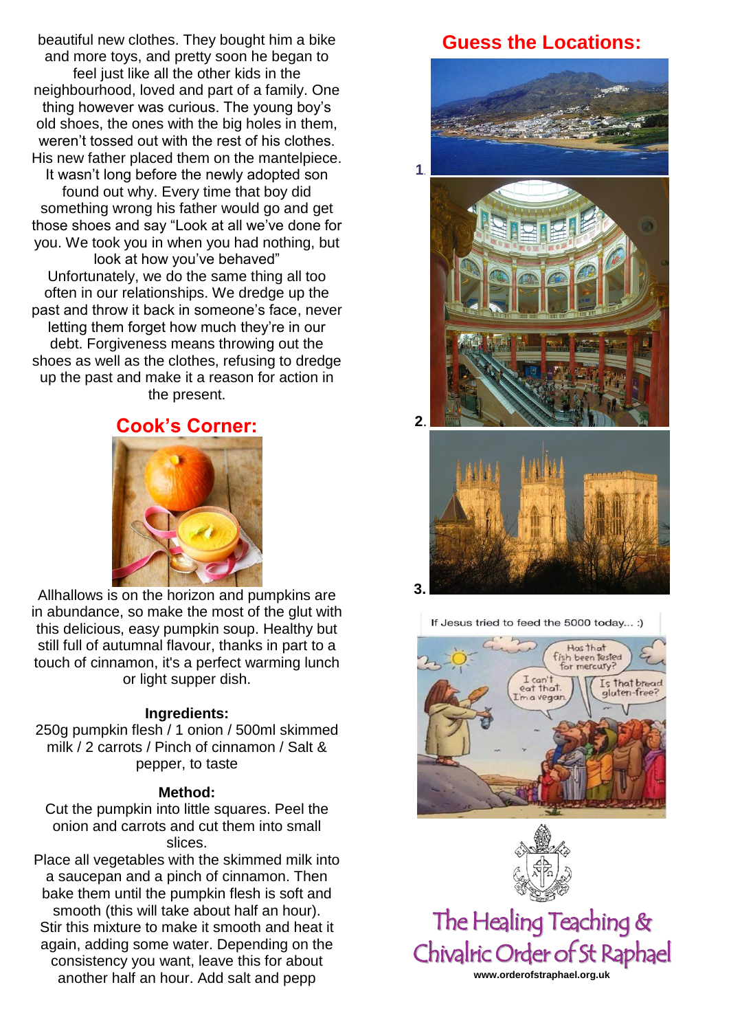beautiful new clothes. They bought him a bike and more toys, and pretty soon he began to feel just like all the other kids in the neighbourhood, loved and part of a family. One thing however was curious. The young boy's old shoes, the ones with the big holes in them, weren't tossed out with the rest of his clothes. His new father placed them on the mantelpiece. It wasn't long before the newly adopted son found out why. Every time that boy did something wrong his father would go and get those shoes and say "Look at all we've done for you. We took you in when you had nothing, but look at how you've behaved"

Unfortunately, we do the same thing all too often in our relationships. We dredge up the past and throw it back in someone's face, never letting them forget how much they're in our debt. Forgiveness means throwing out the shoes as well as the clothes, refusing to dredge up the past and make it a reason for action in the present.

## Cook's Corner:

Allhallows is on the horizon and pumpkins are in abundance, so make the most of the glut with this delicious, easy pumpkin soup. Healthy but still full of autumnal flavour, thanks in part to a touch of cinnamon, it's a perfect warming lunch or light supper dish.

**Ingredients:**

250g pumpkin flesh / 1 onion / 500ml skimmed milk / 2 carrots / Pinch of cinnamon / Salt & pepper, to taste

**Method:**

Cut the pumpkin into little squares. Peel the onion and carrots and cut them into small slices.

Place all vegetables with the skimmed milk into a saucepan and a pinch of cinnamon. Then bake them until the pumpkin flesh is soft and smooth (this will take about half an hour). Stir this mixture to make it smooth and heat it again, adding some water. Depending on the consistency you want, leave this for about another half an hour. Add salt and pepp

## Guess the Locations:

1.

2.

3.

If Jesus tried to feed the 5000 today... :)

The Healing Teaching & Chivalric Order of St Raphael

www.orderofstraphael.org.uk